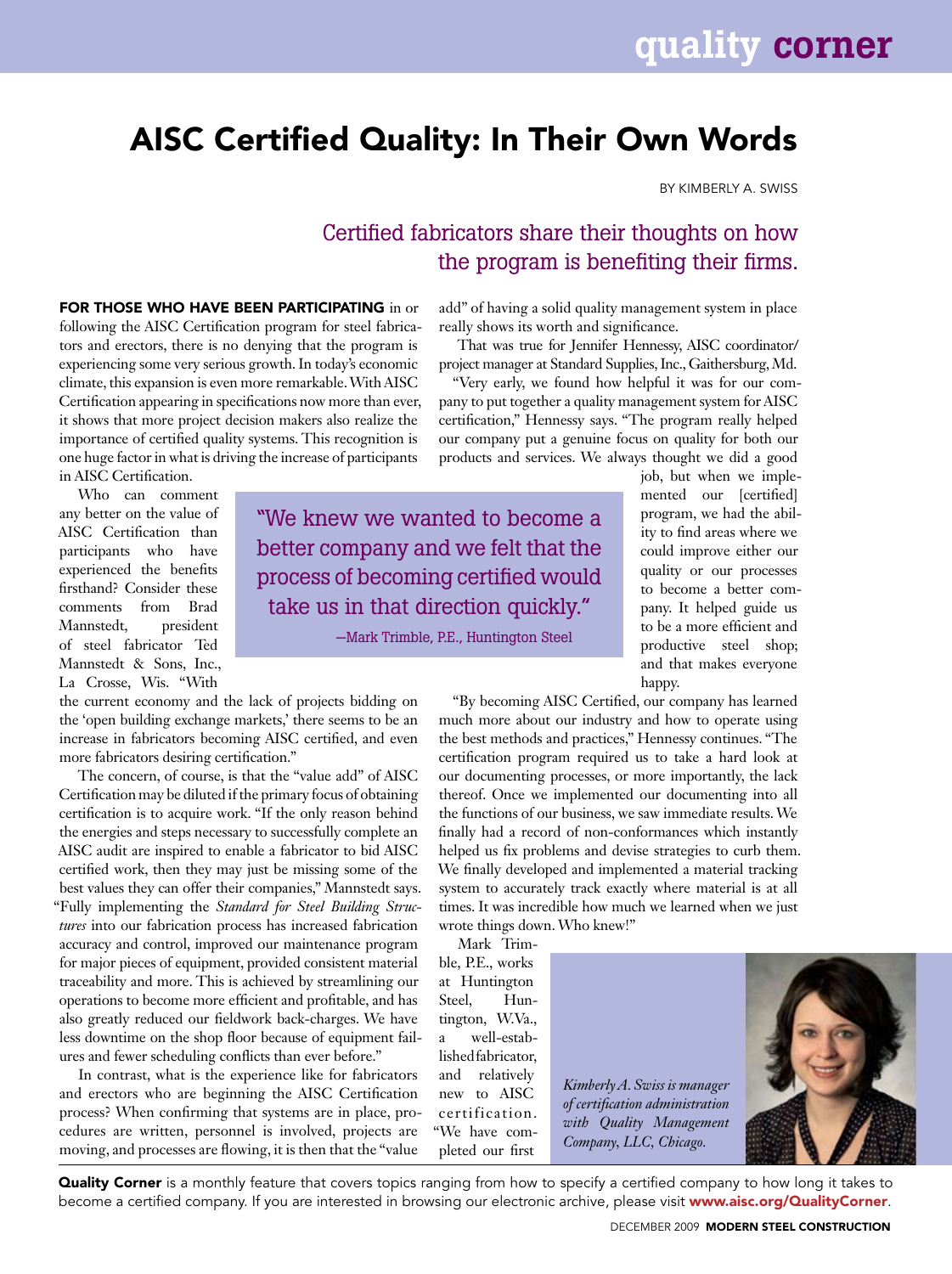# AISC Certified Quality: In Their Own Words

BY KIMBERLY A. SWISS

## Certified fabricators share their thoughts on how the program is benefiting their firms.

**FOR THOSE WHO HAVE BEEN PARTICIPATING** in or following the AISC Certification program for steel fabricators and erectors, there is no denying that the program is experiencing some very serious growth. In today's economic climate, this expansion is even more remarkable. With AISC Certification appearing in specifications now more than ever, it shows that more project decision makers also realize the importance of certified quality systems. This recognition is one huge factor in what is driving the increase of participants in AISC Certification.

Who can comment any better on the value of AISC Certification than participants who have experienced the benefits firsthand? Consider these comments from Brad Mannstedt, president of steel fabricator Ted Mannstedt & Sons, Inc., La Crosse, Wis. "With the current economy and the lack of projects bidding on the 'open building exchange markets,' there seems to be an increase in fabricators becoming AISC certified, and even more fabricators desiring certification."

The concern, of course, is that the "value add" of AISC Certification may be diluted if the primary focus of obtaining certification is to acquire work. "If the only reason behind the energies and steps necessary to successfully complete an AISC audit are inspired to enable a fabricator to bid AISC certified work, then they may just be missing some of the best values they can offer their companies," Mannstedt says. "Fully implementing the *Standard for Steel Building Structures* into our fabrication process has increased fabrication accuracy and control, improved our maintenance program for major pieces of equipment, provided consistent material traceability and more. This is achieved by streamlining our operations to become more efficient and profitable, and has also greatly reduced our fieldwork back-charges. We have less downtime on the shop floor because of equipment failures and fewer scheduling conflicts than ever before."

> "We knew we wanted to become a better company and we felt that the process of becoming certified would take us in that direction quickly."
>
> —Mark Trimble, P.E., Huntington Steel

In contrast, what is the experience like for fabricators and erectors who are beginning the AISC Certification process? When confirming that systems are in place, procedures are written, personnel is involved, projects are moving, and processes are flowing, it is then that the "value add" of having a solid quality management system in place really shows its worth and significance.

That was true for Jennifer Hennessy, AISC coordinator/project manager at Standard Supplies, Inc., Gaithersburg, Md.

"Very early, we found how helpful it was for our company to put together a quality management system for AISC certification," Hennessy says. "The program really helped our company put a genuine focus on quality for both our products and services. We always thought we did a good job, but when we implemented our [certified] program, we had the ability to find areas where we could improve either our quality or our processes to become a better company. It helped guide us to be a more efficient and productive steel shop; and that makes everyone happy.

"By becoming AISC Certified, our company has learned much more about our industry and how to operate using the best methods and practices," Hennessy continues. "The certification program required us to take a hard look at our documenting processes, or more importantly, the lack thereof. Once we implemented our documenting into all the functions of our business, we saw immediate results. We finally had a record of non-conformances which instantly helped us fix problems and devise strategies to curb them. We finally developed and implemented a material tracking system to accurately track exactly where material is at all times. It was incredible how much we learned when we just wrote things down. Who knew!"

Mark Trimble, P.E., works at Huntington Steel, Huntington, W.Va., a well-established fabricator, and relatively new to AISC certification. "We have completed our first

*Kimberly A. Swiss is manager of certification administration with Quality Management Company, LLC, Chicago.*

**Quality Corner** is a monthly feature that covers topics ranging from how to specify a certified company to how long it takes to become a certified company. If you are interested in browsing our electronic archive, please visit **www.aisc.org/QualityCorner**.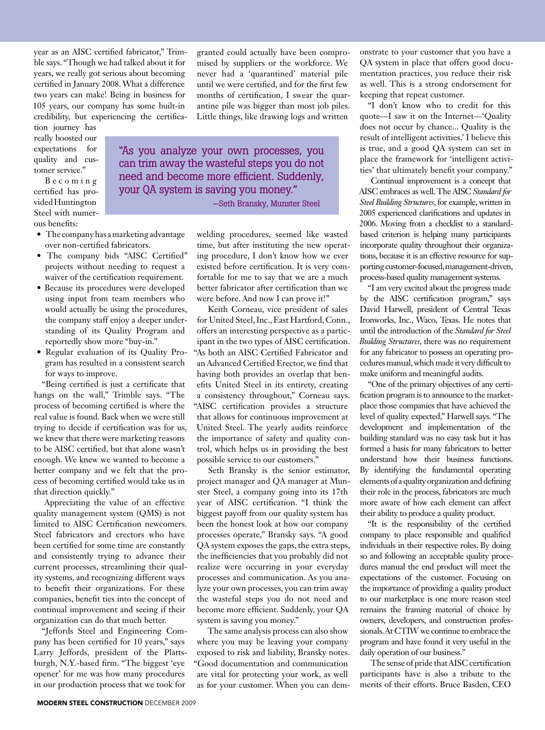year as an AISC certified fabricator," Trimble says. "Though we had talked about it for years, we really got serious about becoming certified in January 2008. What a difference two years can make! Being in business for 105 years, our company has some built-in credibility, but experiencing the certification journey has really boosted our expectations for quality and customer service."

Becoming certified has provided Huntington Steel with numerous benefits:

- The company has a marketing advantage over non-certified fabricators.
- The company bids "AISC Certified" projects without needing to request a waiver of the certification requirement.
- Because its procedures were developed using input from team members who would actually be using the procedures, the company staff enjoy a deeper understanding of its Quality Program and reportedly show more "buy-in."
- Regular evaluation of its Quality Program has resulted in a consistent search for ways to improve.

"Being certified is just a certificate that hangs on the wall," Trimble says. "The process of becoming certified is where the real value is found. Back when we were still trying to decide if certification was for us, we knew that there were marketing reasons to be AISC certified, but that alone wasn't enough. We knew we wanted to become a better company and we felt that the process of becoming certified would take us in that direction quickly."

Appreciating the value of an effective quality management system (QMS) is not limited to AISC Certification newcomers. Steel fabricators and erectors who have been certified for some time are constantly and consistently trying to advance their current processes, streamlining their quality systems, and recognizing different ways to benefit their organizations. For these companies, benefit ties into the concept of continual improvement and seeing if their organization can do that much better.

"Jeffords Steel and Engineering Company has been certified for 10 years," says Larry Jeffords, president of the Plattsburgh, N.Y.-based firm. "The biggest 'eye opener' for me was how many procedures in our production process that we took for granted could actually have been compromised by suppliers or the workforce. We never had a 'quarantined' material pile until we were certified, and for the first few months of certification, I swear the quarantine pile was bigger than most job piles. Little things, like drawing logs and written welding procedures, seemed like wasted time, but after instituting the new operating procedure, I don't know how we ever existed before certification. It is very comfortable for me to say that we are a much better fabricator after certification than we were before. And now I can prove it!"

> "As you analyze your own processes, you can trim away the wasteful steps you do not need and become more efficient. Suddenly, your QA system is saving you money."
>
> —Seth Bransky, Munster Steel

Keith Corneau, vice president of sales for United Steel, Inc., East Hartford, Conn., offers an interesting perspective as a participant in the two types of AISC certification. "As both an AISC Certified Fabricator and an Advanced Certified Erector, we find that having both provides an overlap that benefits United Steel in its entirety, creating a consistency throughout," Corneau says. "AISC certification provides a structure that allows for continuous improvement at United Steel. The yearly audits reinforce the importance of safety and quality control, which helps us in providing the best possible service to our customers."

Seth Bransky is the senior estimator, project manager and QA manager at Munster Steel, a company going into its 17th year of AISC certification. "I think the biggest payoff from our quality system has been the honest look at how our company processes operate," Bransky says. "A good QA system exposes the gaps, the extra steps, the inefficiencies that you probably did not realize were occurring in your everyday processes and communication. As you analyze your own processes, you can trim away the wasteful steps you do not need and become more efficient. Suddenly, your QA system is saving you money."

The same analysis process can also show where you may be leaving your company exposed to risk and liability, Bransky notes. "Good documentation and communication are vital for protecting your work, as well as for your customer. When you can demonstrate to your customer that you have a QA system in place that offers good documentation practices, you reduce their risk as well. This is a strong endorsement for keeping that repeat customer.

"I don't know who to credit for this quote—I saw it on the Internet—'Quality does not occur by chance... Quality is the result of intelligent activities.' I believe this is true, and a good QA system can set in place the framework for 'intelligent activities' that ultimately benefit your company."

Continual improvement is a concept that AISC embraces as well. The AISC *Standard for Steel Building Structures*, for example, written in 2005 experienced clarifications and updates in 2006. Moving from a checklist to a standard-based criterion is helping many participants incorporate quality throughout their organizations, because it is an effective resource for supporting customer-focused, management-driven, process-based quality management systems.

"I am very excited about the progress made by the AISC certification program," says David Harwell, president of Central Texas Ironworks, Inc., Waco, Texas. He notes that until the introduction of the *Standard for Steel Building Structures*, there was no requirement for any fabricator to possess an operating procedures manual, which made it very difficult to make uniform and meaningful audits.

"One of the primary objectives of any certification program is to announce to the marketplace those companies that have achieved the level of quality expected," Harwell says. "The development and implementation of the building standard was no easy task but it has formed a basis for many fabricators to better understand how their business functions. By identifying the fundamental operating elements of a quality organization and defining their role in the process, fabricators are much more aware of how each element can affect their ability to produce a quality product.

"It is the responsibility of the certified company to place responsible and qualified individuals in their respective roles. By doing so and following an acceptable quality procedures manual the end product will meet the expectations of the customer. Focusing on the importance of providing a quality product to our marketplace is one more reason steel remains the framing material of choice by owners, developers, and construction professionals. At CTIW we continue to embrace the program and have found it very useful in the daily operation of our business."

The sense of pride that AISC certification participants have is also a tribute to the merits of their efforts. Bruce Basden, CEO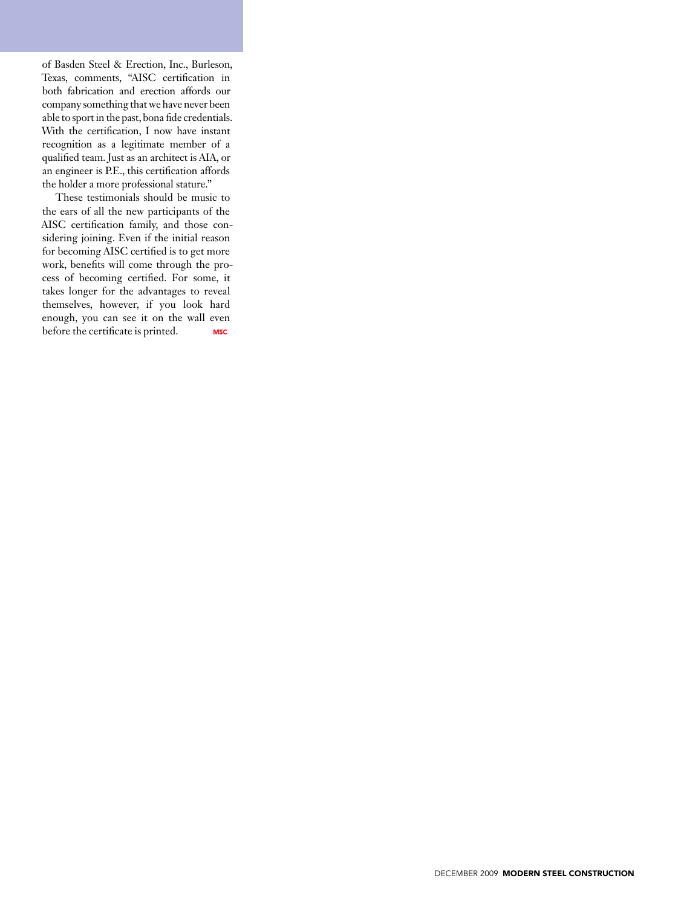of Basden Steel & Erection, Inc., Burleson, Texas, comments, "AISC certification in both fabrication and erection affords our company something that we have never been able to sport in the past, bona fide credentials. With the certification, I now have instant recognition as a legitimate member of a qualified team. Just as an architect is AIA, or an engineer is P.E., this certification affords the holder a more professional stature."

These testimonials should be music to the ears of all the new participants of the AISC certification family, and those considering joining. Even if the initial reason for becoming AISC certified is to get more work, benefits will come through the process of becoming certified. For some, it takes longer for the advantages to reveal themselves, however, if you look hard enough, you can see it on the wall even before the certificate is printed. **MSC**